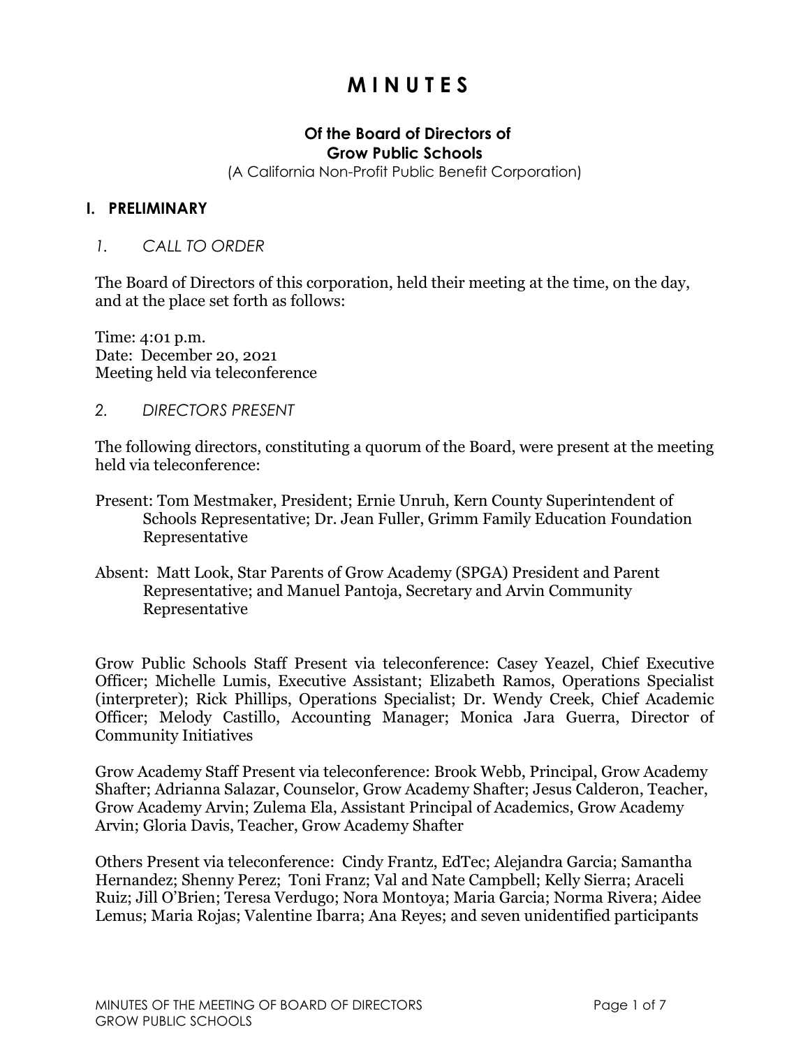# M I N U T E S

### Of the Board of Directors of
### Grow Public Schools

(A California Non-Profit Public Benefit Corporation)

## I. PRELIMINARY

*1. CALL TO ORDER*

The Board of Directors of this corporation, held their meeting at the time, on the day, and at the place set forth as follows:

Time: 4:01 p.m.
Date: December 20, 2021
Meeting held via teleconference

*2. DIRECTORS PRESENT*

The following directors, constituting a quorum of the Board, were present at the meeting held via teleconference:

Present: Tom Mestmaker, President; Ernie Unruh, Kern County Superintendent of Schools Representative; Dr. Jean Fuller, Grimm Family Education Foundation Representative

Absent: Matt Look, Star Parents of Grow Academy (SPGA) President and Parent Representative; and Manuel Pantoja, Secretary and Arvin Community Representative

Grow Public Schools Staff Present via teleconference: Casey Yeazel, Chief Executive Officer; Michelle Lumis, Executive Assistant; Elizabeth Ramos, Operations Specialist (interpreter); Rick Phillips, Operations Specialist; Dr. Wendy Creek, Chief Academic Officer; Melody Castillo, Accounting Manager; Monica Jara Guerra, Director of Community Initiatives

Grow Academy Staff Present via teleconference: Brook Webb, Principal, Grow Academy Shafter; Adrianna Salazar, Counselor, Grow Academy Shafter; Jesus Calderon, Teacher, Grow Academy Arvin; Zulema Ela, Assistant Principal of Academics, Grow Academy Arvin; Gloria Davis, Teacher, Grow Academy Shafter

Others Present via teleconference: Cindy Frantz, EdTec; Alejandra Garcia; Samantha Hernandez; Shenny Perez; Toni Franz; Val and Nate Campbell; Kelly Sierra; Araceli Ruiz; Jill O'Brien; Teresa Verdugo; Nora Montoya; Maria Garcia; Norma Rivera; Aidee Lemus; Maria Rojas; Valentine Ibarra; Ana Reyes; and seven unidentified participants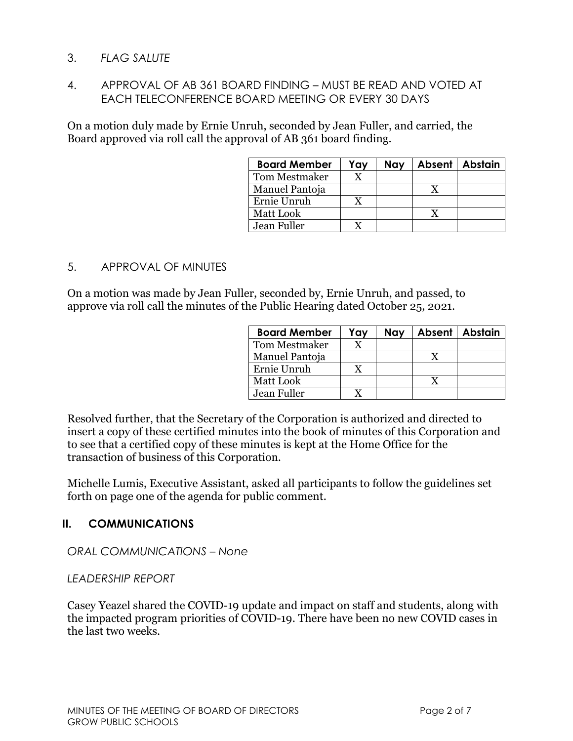3. *FLAG SALUTE*

4. APPROVAL OF AB 361 BOARD FINDING – MUST BE READ AND VOTED AT EACH TELECONFERENCE BOARD MEETING OR EVERY 30 DAYS

On a motion duly made by Ernie Unruh, seconded by Jean Fuller, and carried, the Board approved via roll call the approval of AB 361 board finding.

| Board Member | Yay | Nay | Absent | Abstain |
|---|---|---|---|---|
| Tom Mestmaker | X | | | |
| Manuel Pantoja | | | X | |
| Ernie Unruh | X | | | |
| Matt Look | | | X | |
| Jean Fuller | X | | | |

5. APPROVAL OF MINUTES

On a motion was made by Jean Fuller, seconded by, Ernie Unruh, and passed, to approve via roll call the minutes of the Public Hearing dated October 25, 2021.

| Board Member | Yay | Nay | Absent | Abstain |
|---|---|---|---|---|
| Tom Mestmaker | X | | | |
| Manuel Pantoja | | | X | |
| Ernie Unruh | X | | | |
| Matt Look | | | X | |
| Jean Fuller | X | | | |

Resolved further, that the Secretary of the Corporation is authorized and directed to insert a copy of these certified minutes into the book of minutes of this Corporation and to see that a certified copy of these minutes is kept at the Home Office for the transaction of business of this Corporation.

Michelle Lumis, Executive Assistant, asked all participants to follow the guidelines set forth on page one of the agenda for public comment.

## II. COMMUNICATIONS

*ORAL COMMUNICATIONS – None*

*LEADERSHIP REPORT*

Casey Yeazel shared the COVID-19 update and impact on staff and students, along with the impacted program priorities of COVID-19. There have been no new COVID cases in the last two weeks.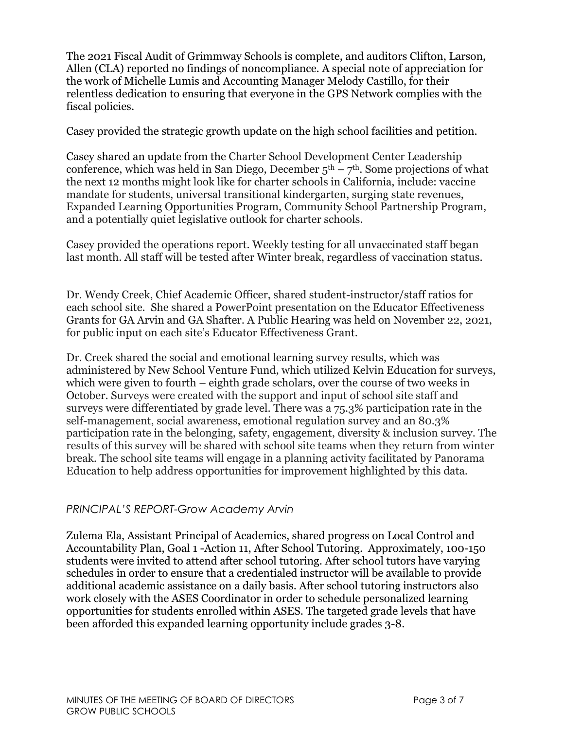The 2021 Fiscal Audit of Grimmway Schools is complete, and auditors Clifton, Larson, Allen (CLA) reported no findings of noncompliance. A special note of appreciation for the work of Michelle Lumis and Accounting Manager Melody Castillo, for their relentless dedication to ensuring that everyone in the GPS Network complies with the fiscal policies.

Casey provided the strategic growth update on the high school facilities and petition.

Casey shared an update from the Charter School Development Center Leadership conference, which was held in San Diego, December 5th – 7th. Some projections of what the next 12 months might look like for charter schools in California, include: vaccine mandate for students, universal transitional kindergarten, surging state revenues, Expanded Learning Opportunities Program, Community School Partnership Program, and a potentially quiet legislative outlook for charter schools.

Casey provided the operations report. Weekly testing for all unvaccinated staff began last month. All staff will be tested after Winter break, regardless of vaccination status.

Dr. Wendy Creek, Chief Academic Officer, shared student-instructor/staff ratios for each school site. She shared a PowerPoint presentation on the Educator Effectiveness Grants for GA Arvin and GA Shafter. A Public Hearing was held on November 22, 2021, for public input on each site's Educator Effectiveness Grant.

Dr. Creek shared the social and emotional learning survey results, which was administered by New School Venture Fund, which utilized Kelvin Education for surveys, which were given to fourth – eighth grade scholars, over the course of two weeks in October. Surveys were created with the support and input of school site staff and surveys were differentiated by grade level. There was a 75.3% participation rate in the self-management, social awareness, emotional regulation survey and an 80.3% participation rate in the belonging, safety, engagement, diversity & inclusion survey. The results of this survey will be shared with school site teams when they return from winter break. The school site teams will engage in a planning activity facilitated by Panorama Education to help address opportunities for improvement highlighted by this data.

*PRINCIPAL'S REPORT-Grow Academy Arvin*

Zulema Ela, Assistant Principal of Academics, shared progress on Local Control and Accountability Plan, Goal 1 -Action 11, After School Tutoring. Approximately, 100-150 students were invited to attend after school tutoring. After school tutors have varying schedules in order to ensure that a credentialed instructor will be available to provide additional academic assistance on a daily basis. After school tutoring instructors also work closely with the ASES Coordinator in order to schedule personalized learning opportunities for students enrolled within ASES. The targeted grade levels that have been afforded this expanded learning opportunity include grades 3-8.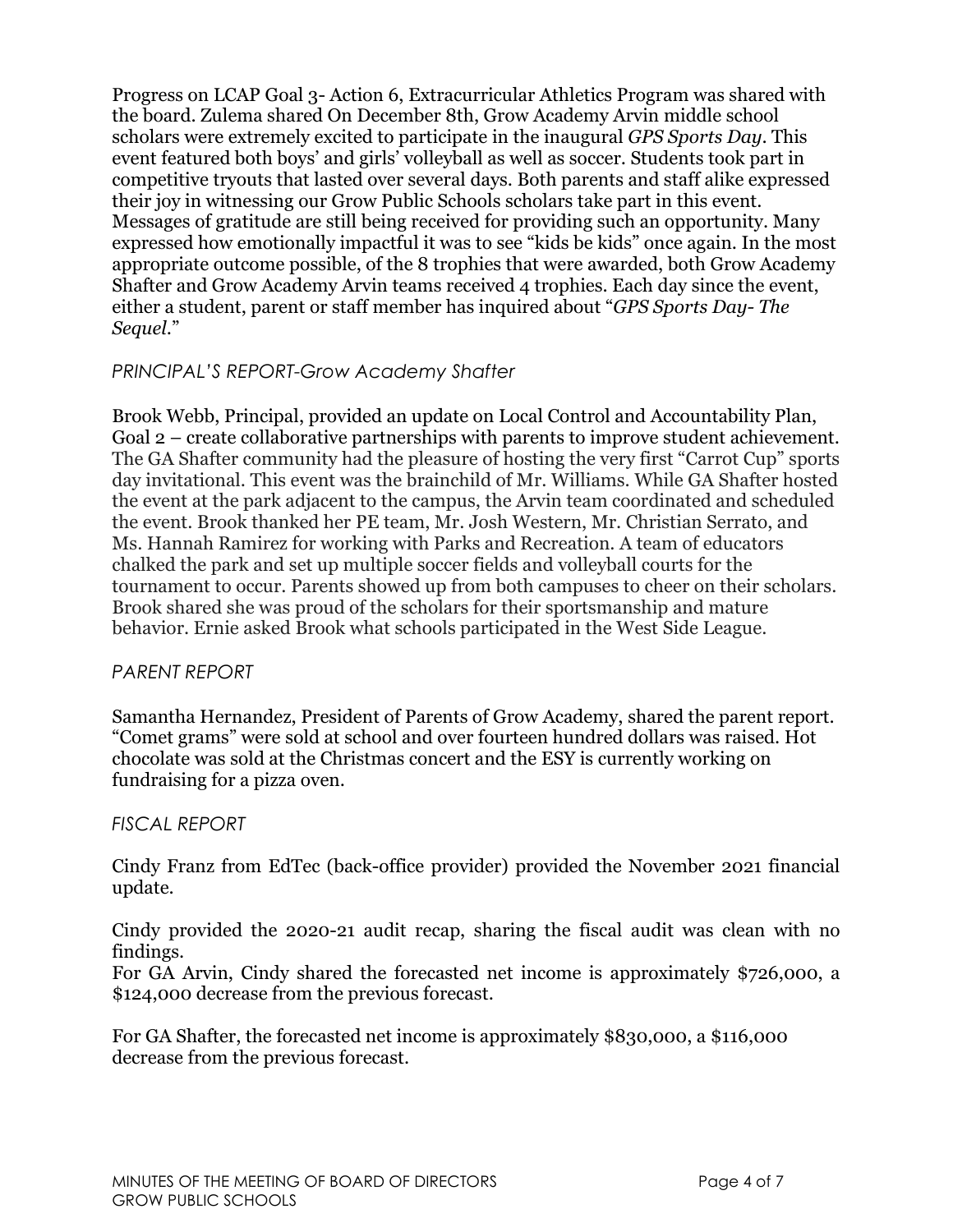Progress on LCAP Goal 3- Action 6, Extracurricular Athletics Program was shared with the board. Zulema shared On December 8th, Grow Academy Arvin middle school scholars were extremely excited to participate in the inaugural *GPS Sports Day*. This event featured both boys' and girls' volleyball as well as soccer. Students took part in competitive tryouts that lasted over several days. Both parents and staff alike expressed their joy in witnessing our Grow Public Schools scholars take part in this event. Messages of gratitude are still being received for providing such an opportunity. Many expressed how emotionally impactful it was to see "kids be kids" once again. In the most appropriate outcome possible, of the 8 trophies that were awarded, both Grow Academy Shafter and Grow Academy Arvin teams received 4 trophies. Each day since the event, either a student, parent or staff member has inquired about "*GPS Sports Day- The Sequel*."

*PRINCIPAL'S REPORT-Grow Academy Shafter*

Brook Webb, Principal, provided an update on Local Control and Accountability Plan, Goal 2 – create collaborative partnerships with parents to improve student achievement. The GA Shafter community had the pleasure of hosting the very first "Carrot Cup" sports day invitational. This event was the brainchild of Mr. Williams. While GA Shafter hosted the event at the park adjacent to the campus, the Arvin team coordinated and scheduled the event. Brook thanked her PE team, Mr. Josh Western, Mr. Christian Serrato, and Ms. Hannah Ramirez for working with Parks and Recreation. A team of educators chalked the park and set up multiple soccer fields and volleyball courts for the tournament to occur. Parents showed up from both campuses to cheer on their scholars. Brook shared she was proud of the scholars for their sportsmanship and mature behavior. Ernie asked Brook what schools participated in the West Side League.

*PARENT REPORT*

Samantha Hernandez, President of Parents of Grow Academy, shared the parent report. "Comet grams" were sold at school and over fourteen hundred dollars was raised. Hot chocolate was sold at the Christmas concert and the ESY is currently working on fundraising for a pizza oven.

*FISCAL REPORT*

Cindy Franz from EdTec (back-office provider) provided the November 2021 financial update.

Cindy provided the 2020-21 audit recap, sharing the fiscal audit was clean with no findings.
For GA Arvin, Cindy shared the forecasted net income is approximately $726,000, a $124,000 decrease from the previous forecast.

For GA Shafter, the forecasted net income is approximately $830,000, a $116,000 decrease from the previous forecast.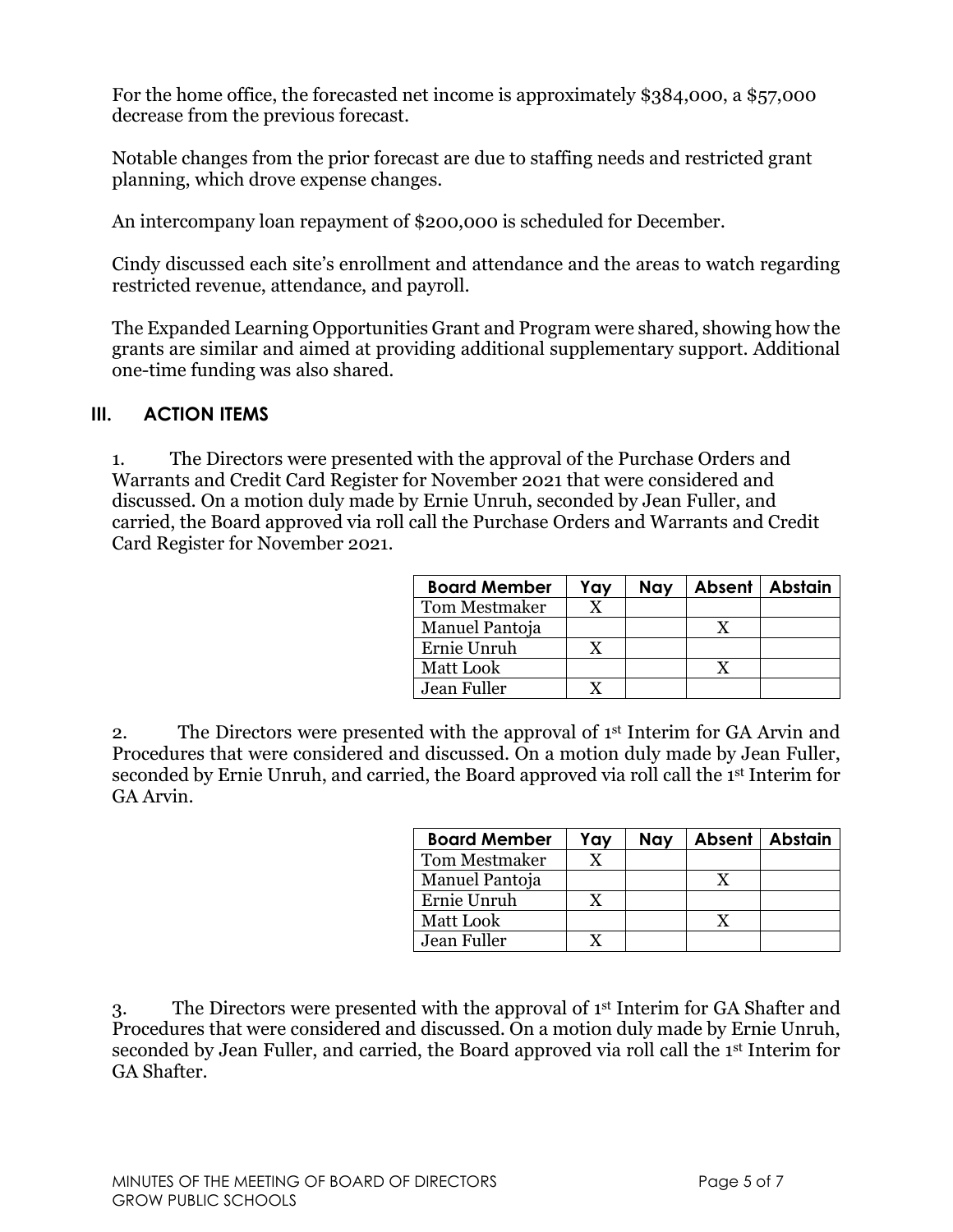For the home office, the forecasted net income is approximately $384,000, a $57,000 decrease from the previous forecast.

Notable changes from the prior forecast are due to staffing needs and restricted grant planning, which drove expense changes.

An intercompany loan repayment of $200,000 is scheduled for December.

Cindy discussed each site's enrollment and attendance and the areas to watch regarding restricted revenue, attendance, and payroll.

The Expanded Learning Opportunities Grant and Program were shared, showing how the grants are similar and aimed at providing additional supplementary support. Additional one-time funding was also shared.

## III. ACTION ITEMS

1. The Directors were presented with the approval of the Purchase Orders and Warrants and Credit Card Register for November 2021 that were considered and discussed. On a motion duly made by Ernie Unruh, seconded by Jean Fuller, and carried, the Board approved via roll call the Purchase Orders and Warrants and Credit Card Register for November 2021.

| Board Member | Yay | Nay | Absent | Abstain |
|---|---|---|---|---|
| Tom Mestmaker | X | | | |
| Manuel Pantoja | | | X | |
| Ernie Unruh | X | | | |
| Matt Look | | | X | |
| Jean Fuller | X | | | |

2. The Directors were presented with the approval of 1st Interim for GA Arvin and Procedures that were considered and discussed. On a motion duly made by Jean Fuller, seconded by Ernie Unruh, and carried, the Board approved via roll call the 1st Interim for GA Arvin.

| Board Member | Yay | Nay | Absent | Abstain |
|---|---|---|---|---|
| Tom Mestmaker | X | | | |
| Manuel Pantoja | | | X | |
| Ernie Unruh | X | | | |
| Matt Look | | | X | |
| Jean Fuller | X | | | |

3. The Directors were presented with the approval of 1st Interim for GA Shafter and Procedures that were considered and discussed. On a motion duly made by Ernie Unruh, seconded by Jean Fuller, and carried, the Board approved via roll call the 1st Interim for GA Shafter.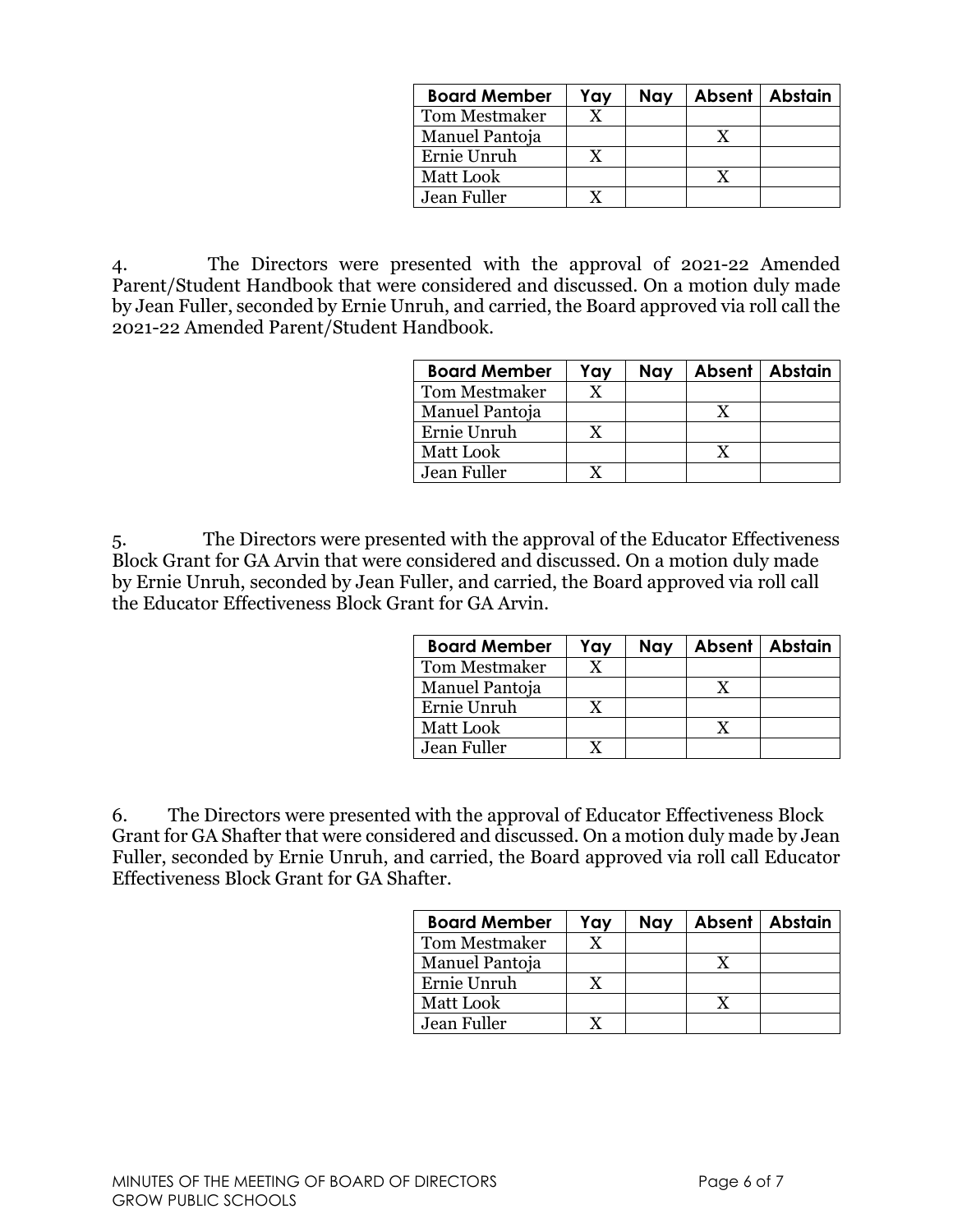| Board Member | Yay | Nay | Absent | Abstain |
| --- | --- | --- | --- | --- |
| Tom Mestmaker | X | | | |
| Manuel Pantoja | | | X | |
| Ernie Unruh | X | | | |
| Matt Look | | | X | |
| Jean Fuller | X | | | |

4. The Directors were presented with the approval of 2021-22 Amended Parent/Student Handbook that were considered and discussed. On a motion duly made by Jean Fuller, seconded by Ernie Unruh, and carried, the Board approved via roll call the 2021-22 Amended Parent/Student Handbook.

| Board Member | Yay | Nay | Absent | Abstain |
| --- | --- | --- | --- | --- |
| Tom Mestmaker | X | | | |
| Manuel Pantoja | | | X | |
| Ernie Unruh | X | | | |
| Matt Look | | | X | |
| Jean Fuller | X | | | |

5. The Directors were presented with the approval of the Educator Effectiveness Block Grant for GA Arvin that were considered and discussed. On a motion duly made by Ernie Unruh, seconded by Jean Fuller, and carried, the Board approved via roll call the Educator Effectiveness Block Grant for GA Arvin.

| Board Member | Yay | Nay | Absent | Abstain |
| --- | --- | --- | --- | --- |
| Tom Mestmaker | X | | | |
| Manuel Pantoja | | | X | |
| Ernie Unruh | X | | | |
| Matt Look | | | X | |
| Jean Fuller | X | | | |

6. The Directors were presented with the approval of Educator Effectiveness Block Grant for GA Shafter that were considered and discussed. On a motion duly made by Jean Fuller, seconded by Ernie Unruh, and carried, the Board approved via roll call Educator Effectiveness Block Grant for GA Shafter.

| Board Member | Yay | Nay | Absent | Abstain |
| --- | --- | --- | --- | --- |
| Tom Mestmaker | X | | | |
| Manuel Pantoja | | | X | |
| Ernie Unruh | X | | | |
| Matt Look | | | X | |
| Jean Fuller | X | | | |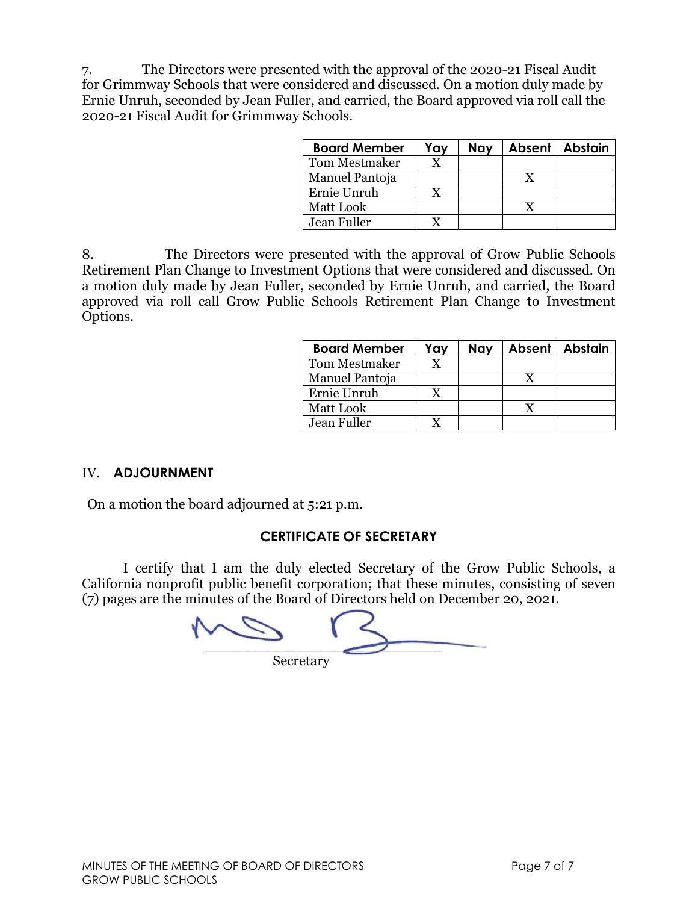7. The Directors were presented with the approval of the 2020-21 Fiscal Audit for Grimmway Schools that were considered and discussed. On a motion duly made by Ernie Unruh, seconded by Jean Fuller, and carried, the Board approved via roll call the 2020-21 Fiscal Audit for Grimmway Schools.

| Board Member | Yay | Nay | Absent | Abstain |
|---|---|---|---|---|
| Tom Mestmaker | X | | | |
| Manuel Pantoja | | | X | |
| Ernie Unruh | X | | | |
| Matt Look | | | X | |
| Jean Fuller | X | | | |

8. The Directors were presented with the approval of Grow Public Schools Retirement Plan Change to Investment Options that were considered and discussed. On a motion duly made by Jean Fuller, seconded by Ernie Unruh, and carried, the Board approved via roll call Grow Public Schools Retirement Plan Change to Investment Options.

| Board Member | Yay | Nay | Absent | Abstain |
|---|---|---|---|---|
| Tom Mestmaker | X | | | |
| Manuel Pantoja | | | X | |
| Ernie Unruh | X | | | |
| Matt Look | | | X | |
| Jean Fuller | X | | | |

## IV. **ADJOURNMENT**

On a motion the board adjourned at 5:21 p.m.

### CERTIFICATE OF SECRETARY

I certify that I am the duly elected Secretary of the Grow Public Schools, a California nonprofit public benefit corporation; that these minutes, consisting of seven (7) pages are the minutes of the Board of Directors held on December 20, 2021.

\_\_\_\_\_\_\_\_\_\_\_\_\_\_\_\_\_\_\_\_\_\_\_\_\_\_\_\_\_\_\_\_

Secretary